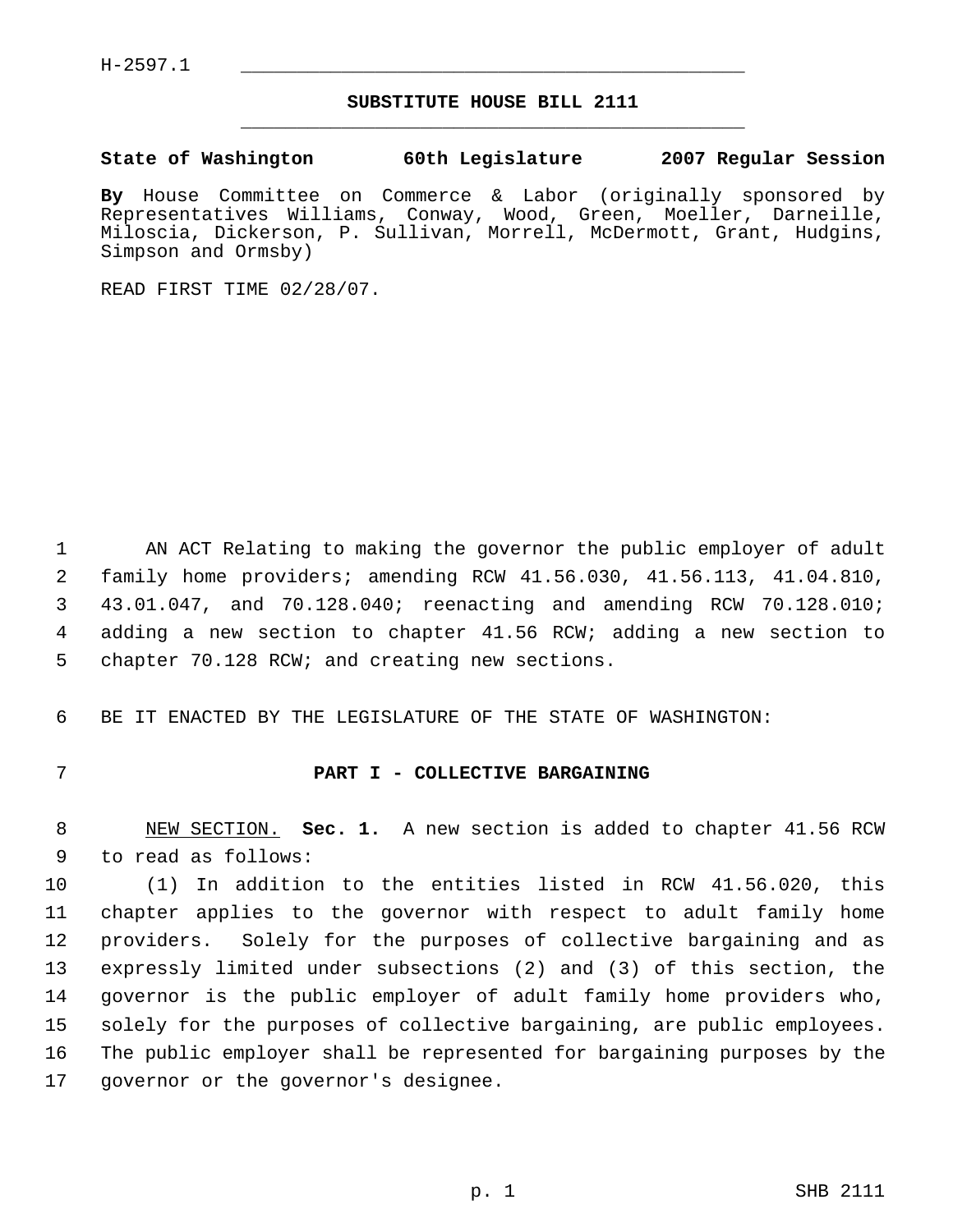H-2597.1

# SUBSTITUTE HOUSE BILL 2111

**State of Washington 60th Legislature 2007 Regular Session**

**By** House Committee on Commerce & Labor (originally sponsored by Representatives Williams, Conway, Wood, Green, Moeller, Darneille, Miloscia, Dickerson, P. Sullivan, Morrell, McDermott, Grant, Hudgins, Simpson and Ormsby)

READ FIRST TIME 02/28/07.

AN ACT Relating to making the governor the public employer of adult family home providers; amending RCW 41.56.030, 41.56.113, 41.04.810, 43.01.047, and 70.128.040; reenacting and amending RCW 70.128.010; adding a new section to chapter 41.56 RCW; adding a new section to chapter 70.128 RCW; and creating new sections.

BE IT ENACTED BY THE LEGISLATURE OF THE STATE OF WASHINGTON:

## PART I - COLLECTIVE BARGAINING

NEW SECTION. **Sec. 1.** A new section is added to chapter 41.56 RCW to read as follows:

(1) In addition to the entities listed in RCW 41.56.020, this chapter applies to the governor with respect to adult family home providers. Solely for the purposes of collective bargaining and as expressly limited under subsections (2) and (3) of this section, the governor is the public employer of adult family home providers who, solely for the purposes of collective bargaining, are public employees. The public employer shall be represented for bargaining purposes by the governor or the governor's designee.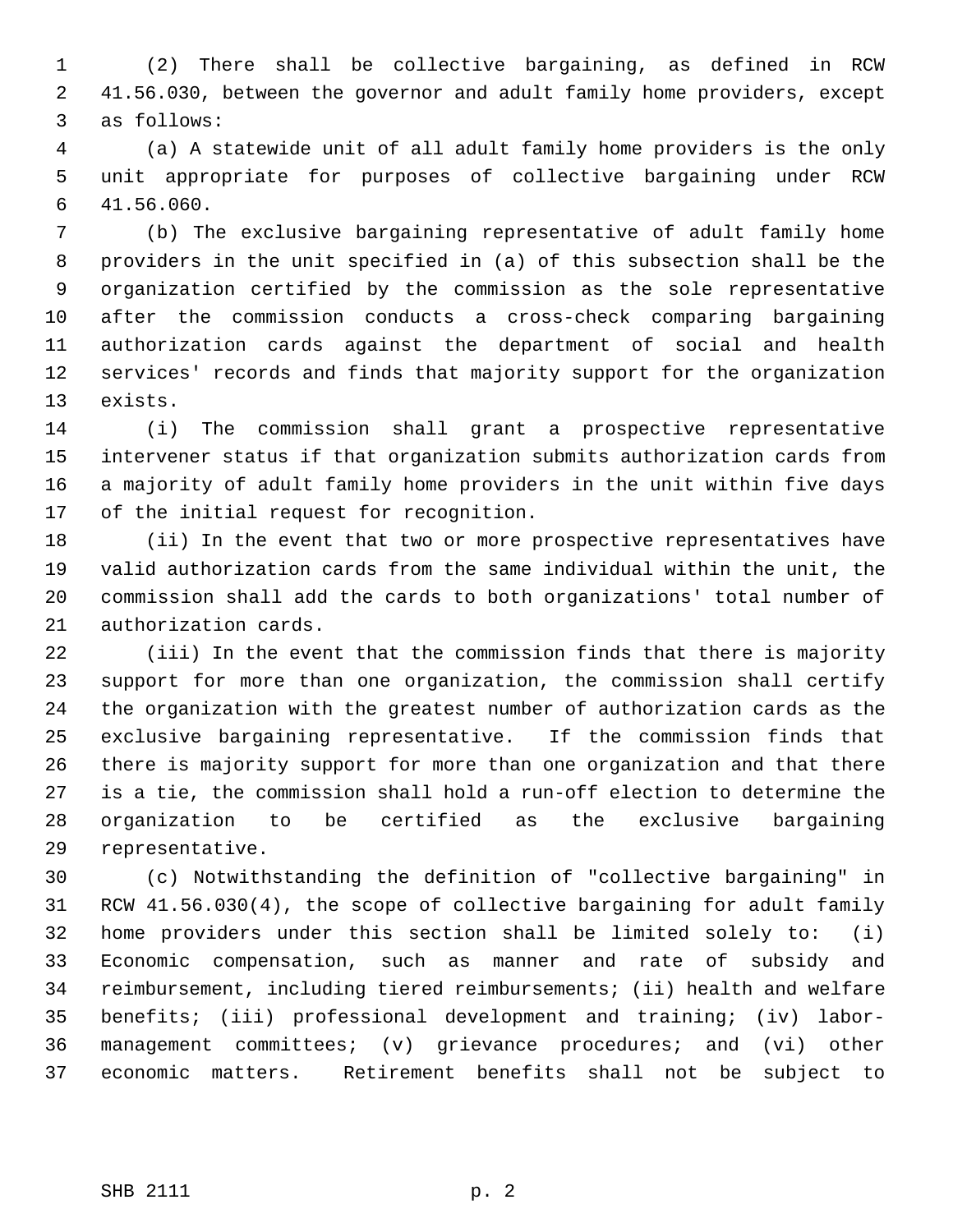(2) There shall be collective bargaining, as defined in RCW 41.56.030, between the governor and adult family home providers, except as follows:

(a) A statewide unit of all adult family home providers is the only unit appropriate for purposes of collective bargaining under RCW 41.56.060.

(b) The exclusive bargaining representative of adult family home providers in the unit specified in (a) of this subsection shall be the organization certified by the commission as the sole representative after the commission conducts a cross-check comparing bargaining authorization cards against the department of social and health services' records and finds that majority support for the organization exists.

(i) The commission shall grant a prospective representative intervener status if that organization submits authorization cards from a majority of adult family home providers in the unit within five days of the initial request for recognition.

(ii) In the event that two or more prospective representatives have valid authorization cards from the same individual within the unit, the commission shall add the cards to both organizations' total number of authorization cards.

(iii) In the event that the commission finds that there is majority support for more than one organization, the commission shall certify the organization with the greatest number of authorization cards as the exclusive bargaining representative. If the commission finds that there is majority support for more than one organization and that there is a tie, the commission shall hold a run-off election to determine the organization to be certified as the exclusive bargaining representative.

(c) Notwithstanding the definition of "collective bargaining" in RCW 41.56.030(4), the scope of collective bargaining for adult family home providers under this section shall be limited solely to: (i) Economic compensation, such as manner and rate of subsidy and reimbursement, including tiered reimbursements; (ii) health and welfare benefits; (iii) professional development and training; (iv) labor-management committees; (v) grievance procedures; and (vi) other economic matters. Retirement benefits shall not be subject to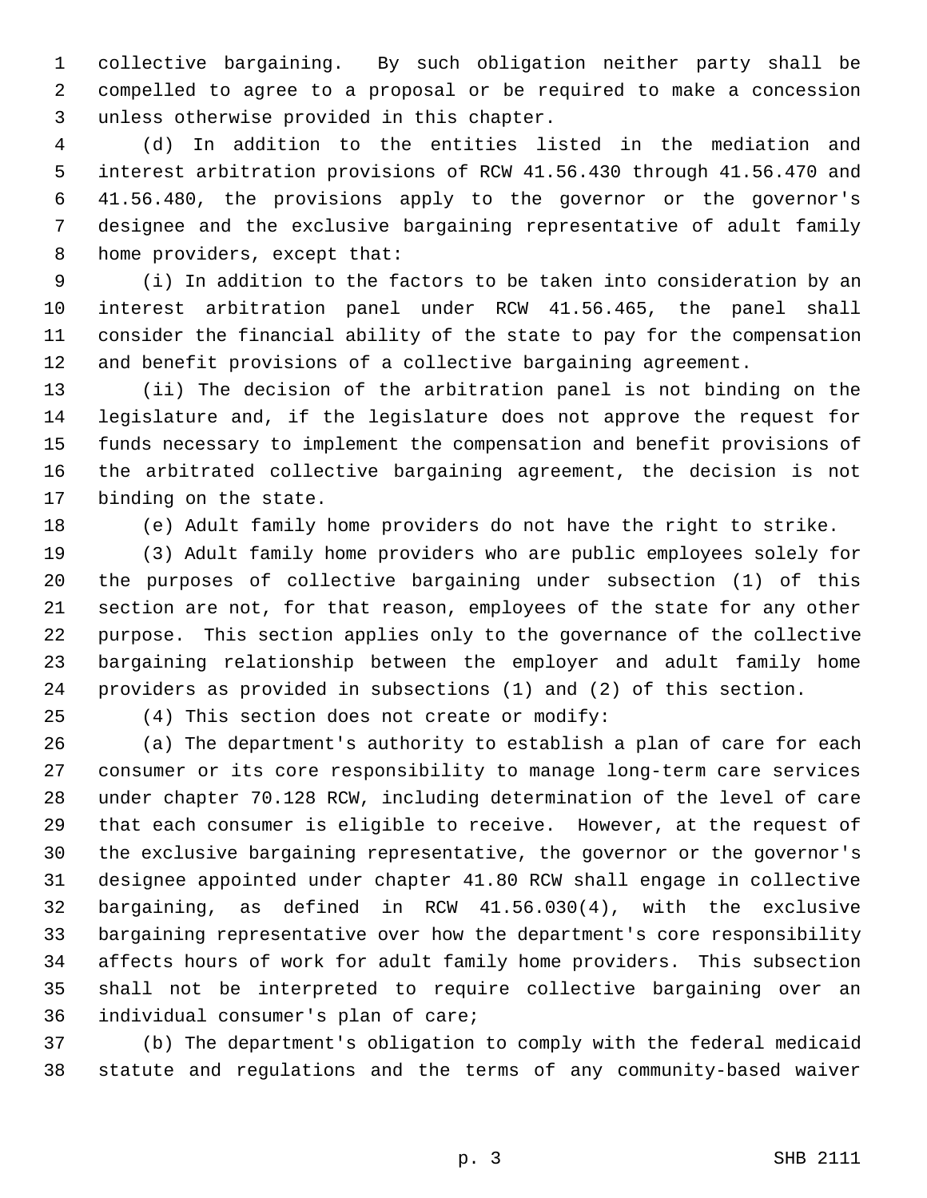collective bargaining. By such obligation neither party shall be compelled to agree to a proposal or be required to make a concession unless otherwise provided in this chapter.

(d) In addition to the entities listed in the mediation and interest arbitration provisions of RCW 41.56.430 through 41.56.470 and 41.56.480, the provisions apply to the governor or the governor's designee and the exclusive bargaining representative of adult family home providers, except that:

(i) In addition to the factors to be taken into consideration by an interest arbitration panel under RCW 41.56.465, the panel shall consider the financial ability of the state to pay for the compensation and benefit provisions of a collective bargaining agreement.

(ii) The decision of the arbitration panel is not binding on the legislature and, if the legislature does not approve the request for funds necessary to implement the compensation and benefit provisions of the arbitrated collective bargaining agreement, the decision is not binding on the state.

(e) Adult family home providers do not have the right to strike.

(3) Adult family home providers who are public employees solely for the purposes of collective bargaining under subsection (1) of this section are not, for that reason, employees of the state for any other purpose. This section applies only to the governance of the collective bargaining relationship between the employer and adult family home providers as provided in subsections (1) and (2) of this section.

(4) This section does not create or modify:

(a) The department's authority to establish a plan of care for each consumer or its core responsibility to manage long-term care services under chapter 70.128 RCW, including determination of the level of care that each consumer is eligible to receive. However, at the request of the exclusive bargaining representative, the governor or the governor's designee appointed under chapter 41.80 RCW shall engage in collective bargaining, as defined in RCW 41.56.030(4), with the exclusive bargaining representative over how the department's core responsibility affects hours of work for adult family home providers. This subsection shall not be interpreted to require collective bargaining over an individual consumer's plan of care;

(b) The department's obligation to comply with the federal medicaid statute and regulations and the terms of any community-based waiver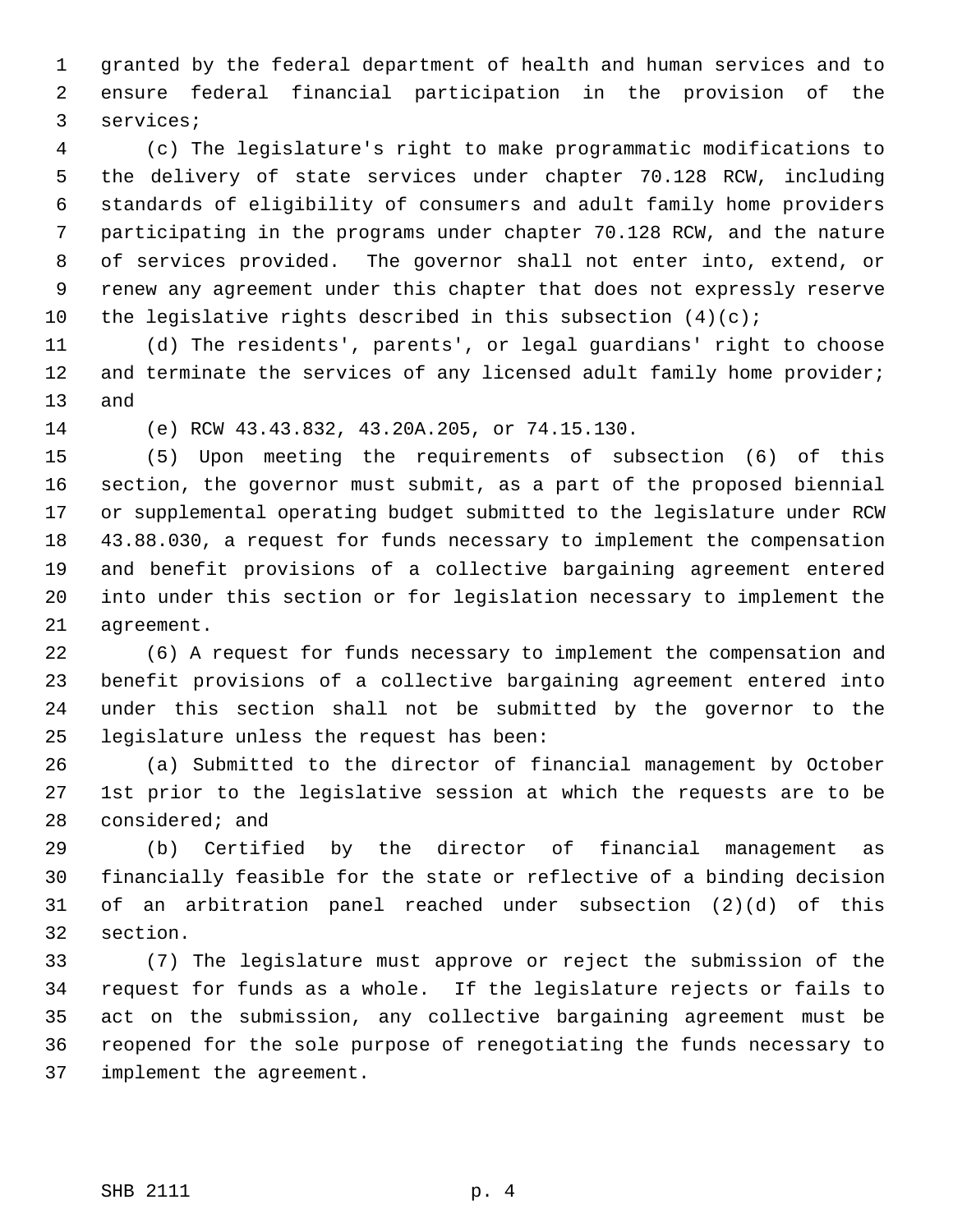granted by the federal department of health and human services and to ensure federal financial participation in the provision of the services;

(c) The legislature's right to make programmatic modifications to the delivery of state services under chapter 70.128 RCW, including standards of eligibility of consumers and adult family home providers participating in the programs under chapter 70.128 RCW, and the nature of services provided. The governor shall not enter into, extend, or renew any agreement under this chapter that does not expressly reserve the legislative rights described in this subsection (4)(c);

(d) The residents', parents', or legal guardians' right to choose and terminate the services of any licensed adult family home provider; and

(e) RCW 43.43.832, 43.20A.205, or 74.15.130.

(5) Upon meeting the requirements of subsection (6) of this section, the governor must submit, as a part of the proposed biennial or supplemental operating budget submitted to the legislature under RCW 43.88.030, a request for funds necessary to implement the compensation and benefit provisions of a collective bargaining agreement entered into under this section or for legislation necessary to implement the agreement.

(6) A request for funds necessary to implement the compensation and benefit provisions of a collective bargaining agreement entered into under this section shall not be submitted by the governor to the legislature unless the request has been:

(a) Submitted to the director of financial management by October 1st prior to the legislative session at which the requests are to be considered; and

(b) Certified by the director of financial management as financially feasible for the state or reflective of a binding decision of an arbitration panel reached under subsection (2)(d) of this section.

(7) The legislature must approve or reject the submission of the request for funds as a whole. If the legislature rejects or fails to act on the submission, any collective bargaining agreement must be reopened for the sole purpose of renegotiating the funds necessary to implement the agreement.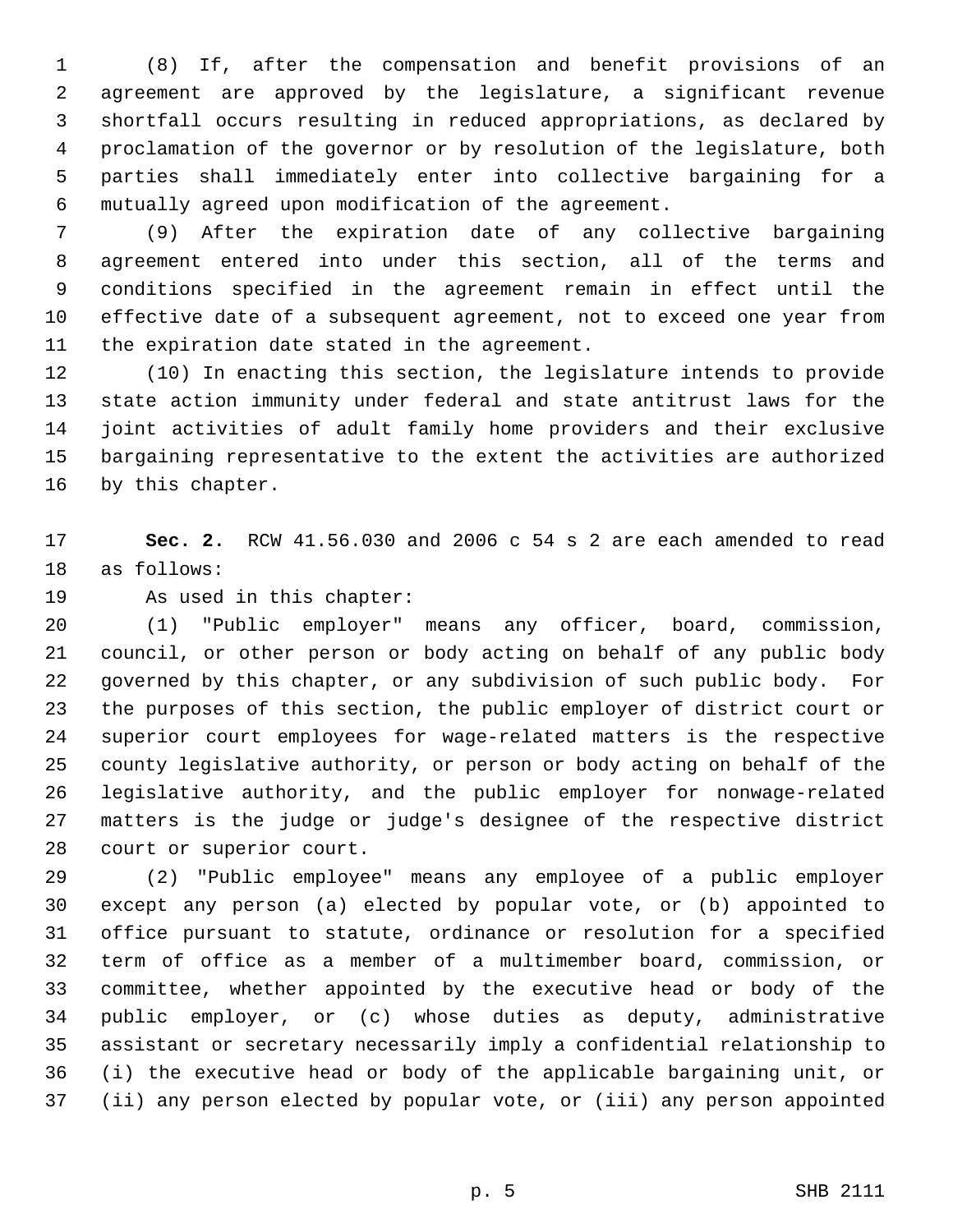(8) If, after the compensation and benefit provisions of an agreement are approved by the legislature, a significant revenue shortfall occurs resulting in reduced appropriations, as declared by proclamation of the governor or by resolution of the legislature, both parties shall immediately enter into collective bargaining for a mutually agreed upon modification of the agreement.

(9) After the expiration date of any collective bargaining agreement entered into under this section, all of the terms and conditions specified in the agreement remain in effect until the effective date of a subsequent agreement, not to exceed one year from the expiration date stated in the agreement.

(10) In enacting this section, the legislature intends to provide state action immunity under federal and state antitrust laws for the joint activities of adult family home providers and their exclusive bargaining representative to the extent the activities are authorized by this chapter.

**Sec. 2.** RCW 41.56.030 and 2006 c 54 s 2 are each amended to read as follows:

As used in this chapter:

(1) "Public employer" means any officer, board, commission, council, or other person or body acting on behalf of any public body governed by this chapter, or any subdivision of such public body. For the purposes of this section, the public employer of district court or superior court employees for wage-related matters is the respective county legislative authority, or person or body acting on behalf of the legislative authority, and the public employer for nonwage-related matters is the judge or judge's designee of the respective district court or superior court.

(2) "Public employee" means any employee of a public employer except any person (a) elected by popular vote, or (b) appointed to office pursuant to statute, ordinance or resolution for a specified term of office as a member of a multimember board, commission, or committee, whether appointed by the executive head or body of the public employer, or (c) whose duties as deputy, administrative assistant or secretary necessarily imply a confidential relationship to (i) the executive head or body of the applicable bargaining unit, or (ii) any person elected by popular vote, or (iii) any person appointed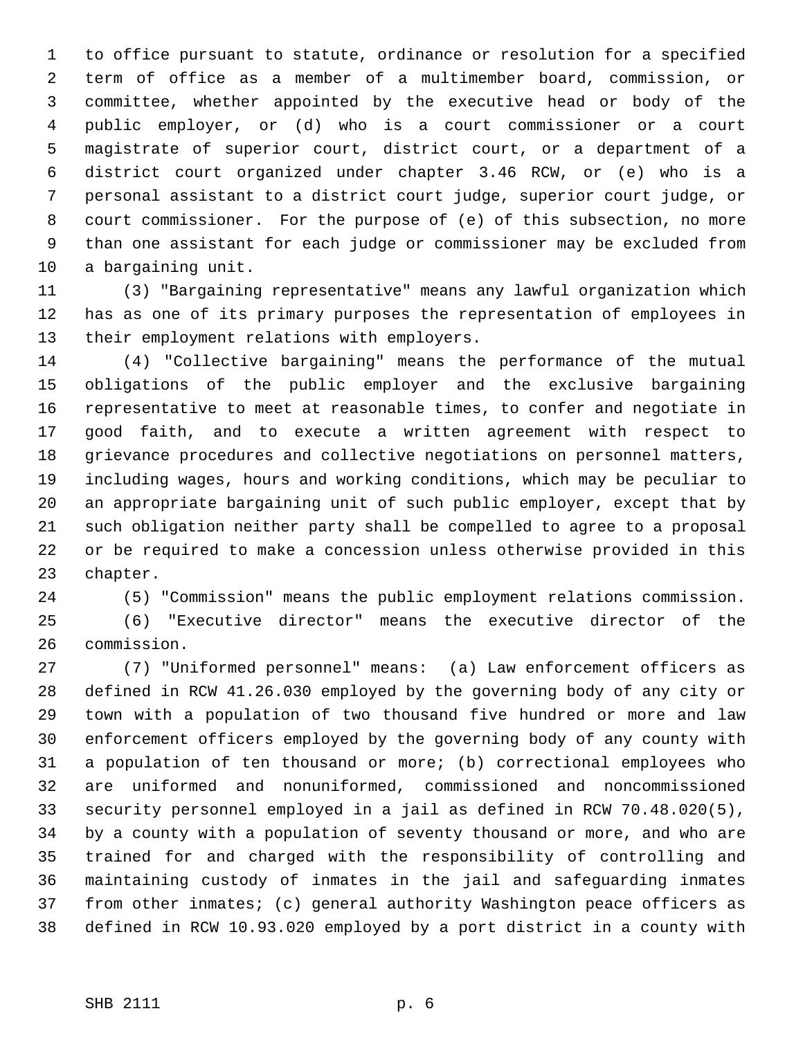to office pursuant to statute, ordinance or resolution for a specified term of office as a member of a multimember board, commission, or committee, whether appointed by the executive head or body of the public employer, or (d) who is a court commissioner or a court magistrate of superior court, district court, or a department of a district court organized under chapter 3.46 RCW, or (e) who is a personal assistant to a district court judge, superior court judge, or court commissioner. For the purpose of (e) of this subsection, no more than one assistant for each judge or commissioner may be excluded from a bargaining unit.

(3) "Bargaining representative" means any lawful organization which has as one of its primary purposes the representation of employees in their employment relations with employers.

(4) "Collective bargaining" means the performance of the mutual obligations of the public employer and the exclusive bargaining representative to meet at reasonable times, to confer and negotiate in good faith, and to execute a written agreement with respect to grievance procedures and collective negotiations on personnel matters, including wages, hours and working conditions, which may be peculiar to an appropriate bargaining unit of such public employer, except that by such obligation neither party shall be compelled to agree to a proposal or be required to make a concession unless otherwise provided in this chapter.

(5) "Commission" means the public employment relations commission.

(6) "Executive director" means the executive director of the commission.

(7) "Uniformed personnel" means: (a) Law enforcement officers as defined in RCW 41.26.030 employed by the governing body of any city or town with a population of two thousand five hundred or more and law enforcement officers employed by the governing body of any county with a population of ten thousand or more; (b) correctional employees who are uniformed and nonuniformed, commissioned and noncommissioned security personnel employed in a jail as defined in RCW 70.48.020(5), by a county with a population of seventy thousand or more, and who are trained for and charged with the responsibility of controlling and maintaining custody of inmates in the jail and safeguarding inmates from other inmates; (c) general authority Washington peace officers as defined in RCW 10.93.020 employed by a port district in a county with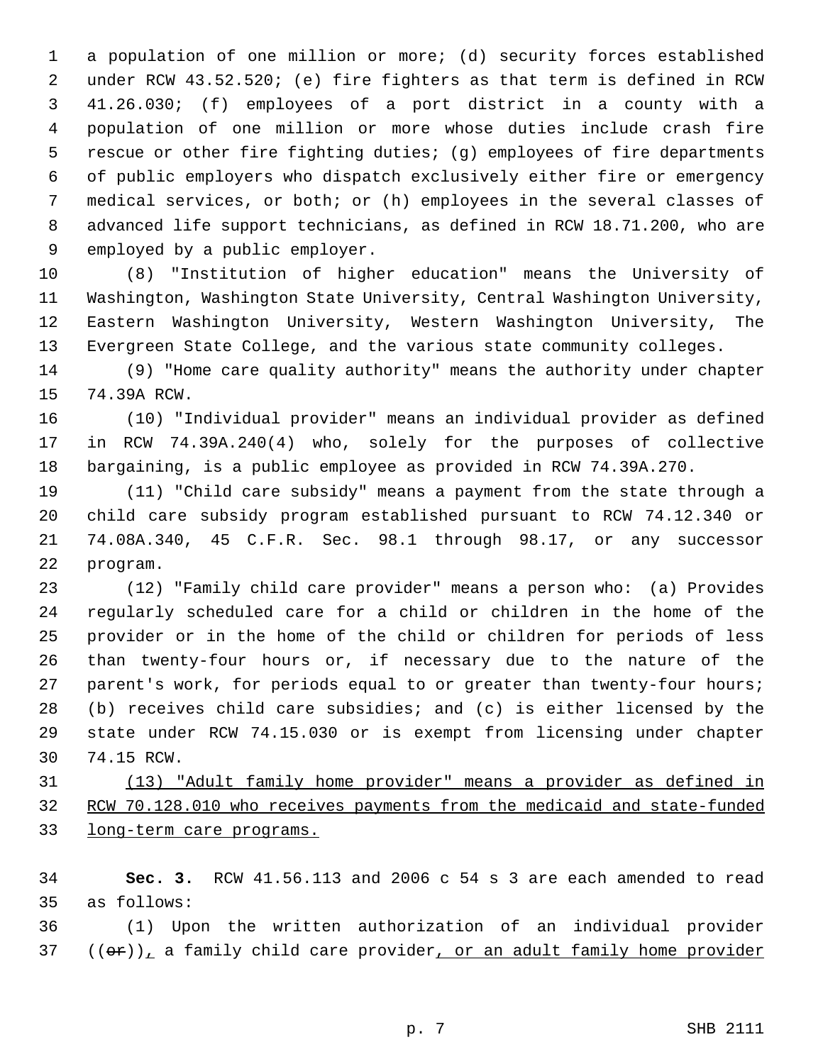a population of one million or more; (d) security forces established under RCW 43.52.520; (e) fire fighters as that term is defined in RCW 41.26.030; (f) employees of a port district in a county with a population of one million or more whose duties include crash fire rescue or other fire fighting duties; (g) employees of fire departments of public employers who dispatch exclusively either fire or emergency medical services, or both; or (h) employees in the several classes of advanced life support technicians, as defined in RCW 18.71.200, who are employed by a public employer.

(8) "Institution of higher education" means the University of Washington, Washington State University, Central Washington University, Eastern Washington University, Western Washington University, The Evergreen State College, and the various state community colleges.

(9) "Home care quality authority" means the authority under chapter 74.39A RCW.

(10) "Individual provider" means an individual provider as defined in RCW 74.39A.240(4) who, solely for the purposes of collective bargaining, is a public employee as provided in RCW 74.39A.270.

(11) "Child care subsidy" means a payment from the state through a child care subsidy program established pursuant to RCW 74.12.340 or 74.08A.340, 45 C.F.R. Sec. 98.1 through 98.17, or any successor program.

(12) "Family child care provider" means a person who: (a) Provides regularly scheduled care for a child or children in the home of the provider or in the home of the child or children for periods of less than twenty-four hours or, if necessary due to the nature of the parent's work, for periods equal to or greater than twenty-four hours; (b) receives child care subsidies; and (c) is either licensed by the state under RCW 74.15.030 or is exempt from licensing under chapter 74.15 RCW.

<u>(13) "Adult family home provider" means a provider as defined in RCW 70.128.010 who receives payments from the medicaid and state-funded long-term care programs.</u>

**Sec. 3.** RCW 41.56.113 and 2006 c 54 s 3 are each amended to read as follows:

(1) Upon the written authorization of an individual provider ((~~or~~))<u>,</u> a family child care provider<u>, or an adult family home provider</u>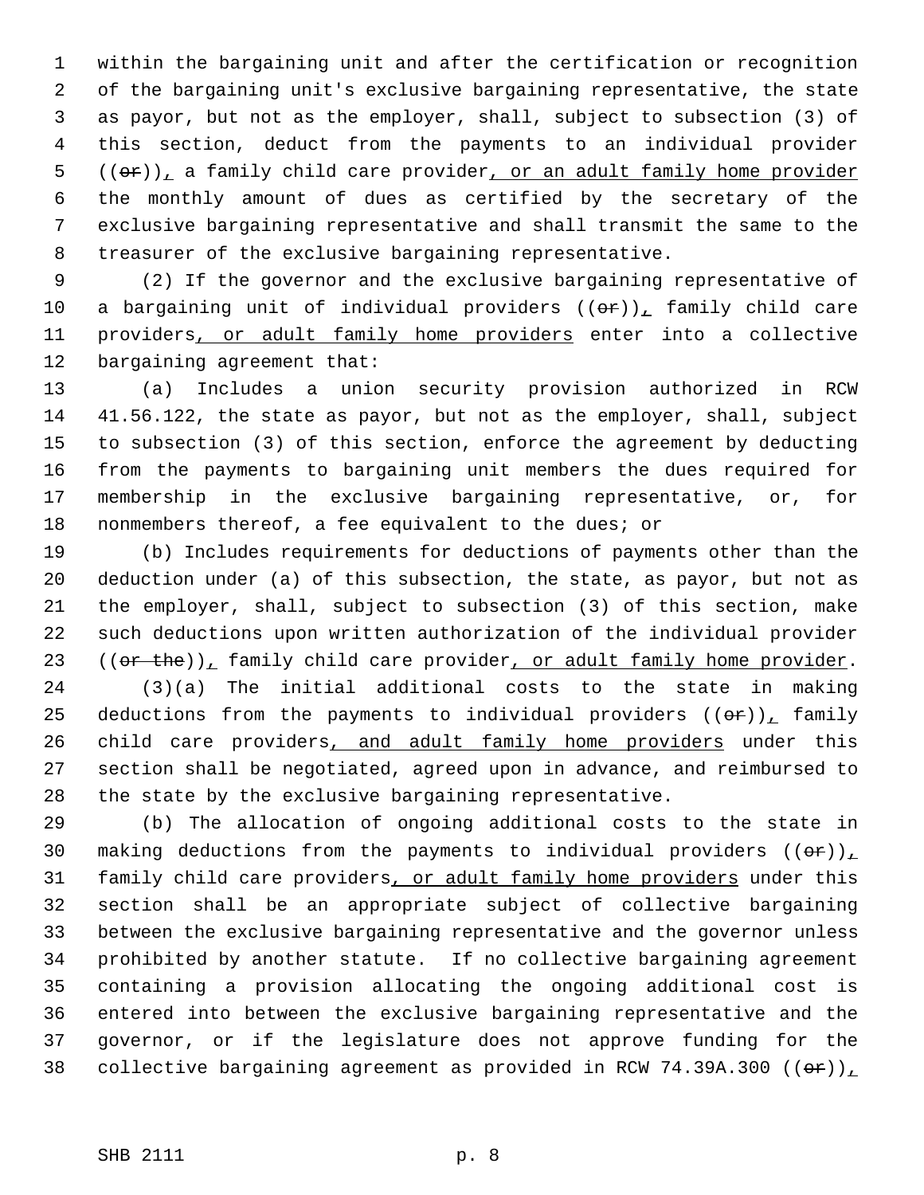within the bargaining unit and after the certification or recognition of the bargaining unit's exclusive bargaining representative, the state as payor, but not as the employer, shall, subject to subsection (3) of this section, deduct from the payments to an individual provider ((~~or~~)), a family child care provider, or an adult family home provider the monthly amount of dues as certified by the secretary of the exclusive bargaining representative and shall transmit the same to the treasurer of the exclusive bargaining representative.

(2) If the governor and the exclusive bargaining representative of a bargaining unit of individual providers ((~~or~~)), family child care providers, or adult family home providers enter into a collective bargaining agreement that:

(a) Includes a union security provision authorized in RCW 41.56.122, the state as payor, but not as the employer, shall, subject to subsection (3) of this section, enforce the agreement by deducting from the payments to bargaining unit members the dues required for membership in the exclusive bargaining representative, or, for nonmembers thereof, a fee equivalent to the dues; or

(b) Includes requirements for deductions of payments other than the deduction under (a) of this subsection, the state, as payor, but not as the employer, shall, subject to subsection (3) of this section, make such deductions upon written authorization of the individual provider ((~~or the~~)), family child care provider, or adult family home provider.

(3)(a) The initial additional costs to the state in making deductions from the payments to individual providers ((~~or~~)), family child care providers, and adult family home providers under this section shall be negotiated, agreed upon in advance, and reimbursed to the state by the exclusive bargaining representative.

(b) The allocation of ongoing additional costs to the state in making deductions from the payments to individual providers ((~~or~~)), family child care providers, or adult family home providers under this section shall be an appropriate subject of collective bargaining between the exclusive bargaining representative and the governor unless prohibited by another statute. If no collective bargaining agreement containing a provision allocating the ongoing additional cost is entered into between the exclusive bargaining representative and the governor, or if the legislature does not approve funding for the collective bargaining agreement as provided in RCW 74.39A.300 ((~~or~~)),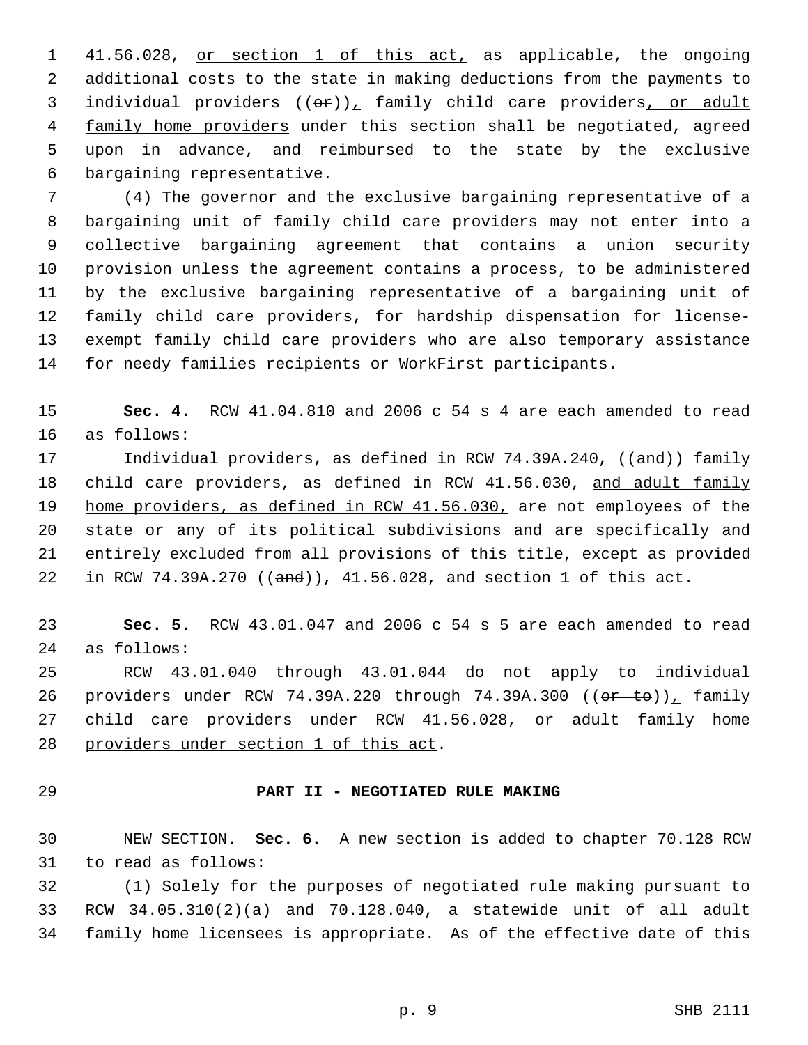41.56.028, or section 1 of this act, as applicable, the ongoing additional costs to the state in making deductions from the payments to individual providers ((or)), family child care providers, or adult family home providers under this section shall be negotiated, agreed upon in advance, and reimbursed to the state by the exclusive bargaining representative.

(4) The governor and the exclusive bargaining representative of a bargaining unit of family child care providers may not enter into a collective bargaining agreement that contains a union security provision unless the agreement contains a process, to be administered by the exclusive bargaining representative of a bargaining unit of family child care providers, for hardship dispensation for license-exempt family child care providers who are also temporary assistance for needy families recipients or WorkFirst participants.

**Sec. 4.** RCW 41.04.810 and 2006 c 54 s 4 are each amended to read as follows:

Individual providers, as defined in RCW 74.39A.240, ((and)) family child care providers, as defined in RCW 41.56.030, and adult family home providers, as defined in RCW 41.56.030, are not employees of the state or any of its political subdivisions and are specifically and entirely excluded from all provisions of this title, except as provided in RCW 74.39A.270 ((and)), 41.56.028, and section 1 of this act.

**Sec. 5.** RCW 43.01.047 and 2006 c 54 s 5 are each amended to read as follows:

RCW 43.01.040 through 43.01.044 do not apply to individual providers under RCW 74.39A.220 through 74.39A.300 ((or to)), family child care providers under RCW 41.56.028, or adult family home providers under section 1 of this act.

## PART II - NEGOTIATED RULE MAKING

NEW SECTION. **Sec. 6.** A new section is added to chapter 70.128 RCW to read as follows:

(1) Solely for the purposes of negotiated rule making pursuant to RCW 34.05.310(2)(a) and 70.128.040, a statewide unit of all adult family home licensees is appropriate. As of the effective date of this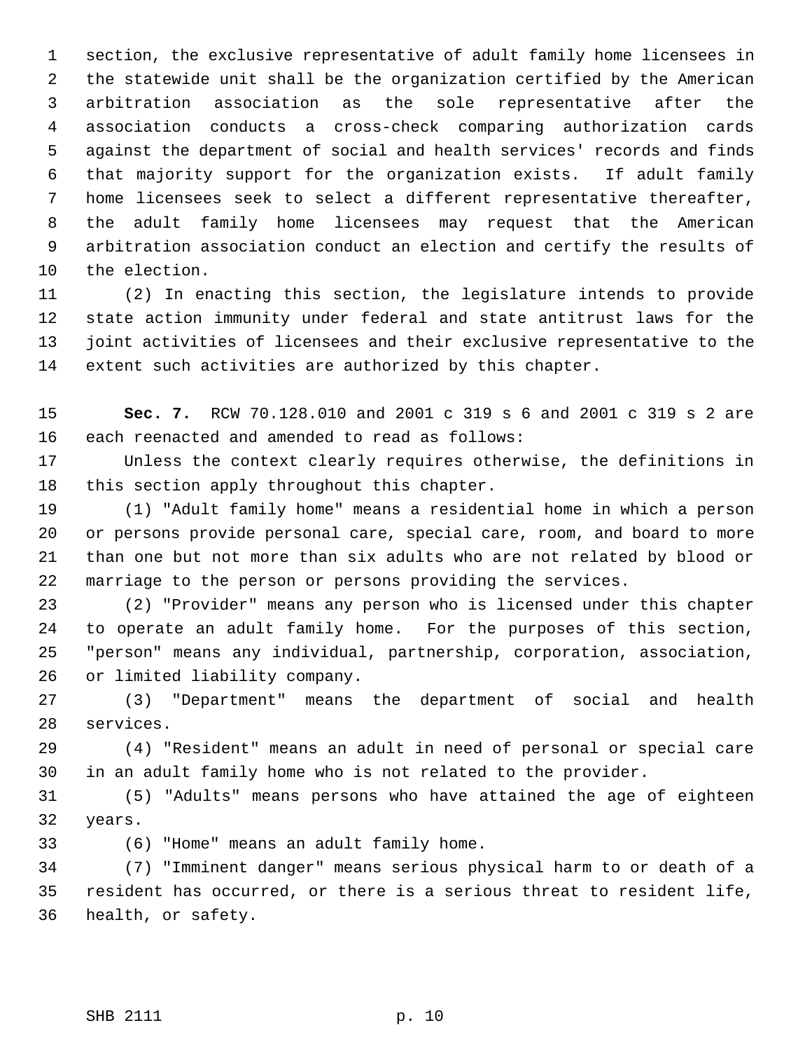section, the exclusive representative of adult family home licensees in the statewide unit shall be the organization certified by the American arbitration association as the sole representative after the association conducts a cross-check comparing authorization cards against the department of social and health services' records and finds that majority support for the organization exists. If adult family home licensees seek to select a different representative thereafter, the adult family home licensees may request that the American arbitration association conduct an election and certify the results of the election.

(2) In enacting this section, the legislature intends to provide state action immunity under federal and state antitrust laws for the joint activities of licensees and their exclusive representative to the extent such activities are authorized by this chapter.

**Sec. 7.** RCW 70.128.010 and 2001 c 319 s 6 and 2001 c 319 s 2 are each reenacted and amended to read as follows:

Unless the context clearly requires otherwise, the definitions in this section apply throughout this chapter.

(1) "Adult family home" means a residential home in which a person or persons provide personal care, special care, room, and board to more than one but not more than six adults who are not related by blood or marriage to the person or persons providing the services.

(2) "Provider" means any person who is licensed under this chapter to operate an adult family home. For the purposes of this section, "person" means any individual, partnership, corporation, association, or limited liability company.

(3) "Department" means the department of social and health services.

(4) "Resident" means an adult in need of personal or special care in an adult family home who is not related to the provider.

(5) "Adults" means persons who have attained the age of eighteen years.

(6) "Home" means an adult family home.

(7) "Imminent danger" means serious physical harm to or death of a resident has occurred, or there is a serious threat to resident life, health, or safety.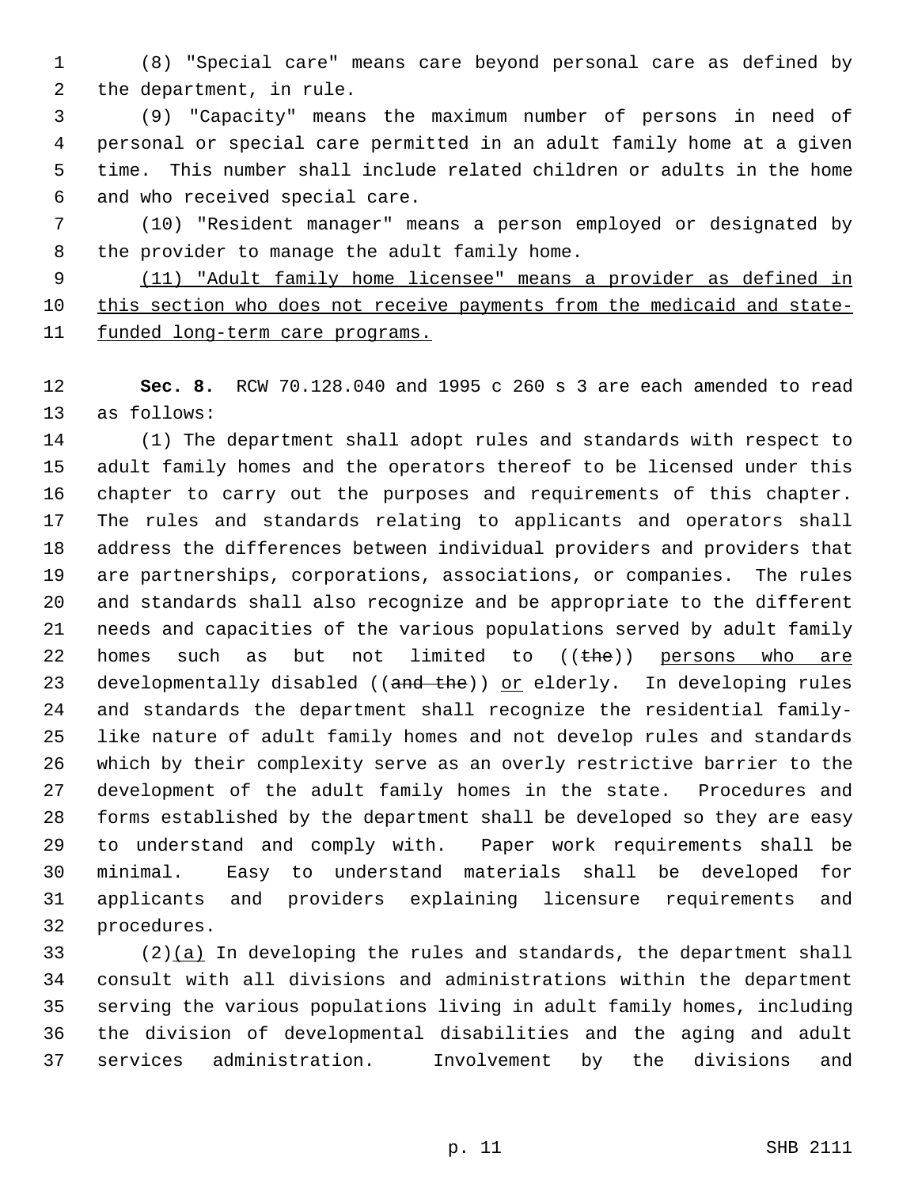(8) "Special care" means care beyond personal care as defined by the department, in rule.

(9) "Capacity" means the maximum number of persons in need of personal or special care permitted in an adult family home at a given time. This number shall include related children or adults in the home and who received special care.

(10) "Resident manager" means a person employed or designated by the provider to manage the adult family home.

<u>(11) "Adult family home licensee" means a provider as defined in this section who does not receive payments from the medicaid and state-funded long-term care programs.</u>

**Sec. 8.** RCW 70.128.040 and 1995 c 260 s 3 are each amended to read as follows:

(1) The department shall adopt rules and standards with respect to adult family homes and the operators thereof to be licensed under this chapter to carry out the purposes and requirements of this chapter. The rules and standards relating to applicants and operators shall address the differences between individual providers and providers that are partnerships, corporations, associations, or companies. The rules and standards shall also recognize and be appropriate to the different needs and capacities of the various populations served by adult family homes such as but not limited to ((~~the~~)) <u>persons who are</u> developmentally disabled ((~~and the~~)) <u>or</u> elderly. In developing rules and standards the department shall recognize the residential family-like nature of adult family homes and not develop rules and standards which by their complexity serve as an overly restrictive barrier to the development of the adult family homes in the state. Procedures and forms established by the department shall be developed so they are easy to understand and comply with. Paper work requirements shall be minimal. Easy to understand materials shall be developed for applicants and providers explaining licensure requirements and procedures.

(2)<u>(a)</u> In developing the rules and standards, the department shall consult with all divisions and administrations within the department serving the various populations living in adult family homes, including the division of developmental disabilities and the aging and adult services administration. Involvement by the divisions and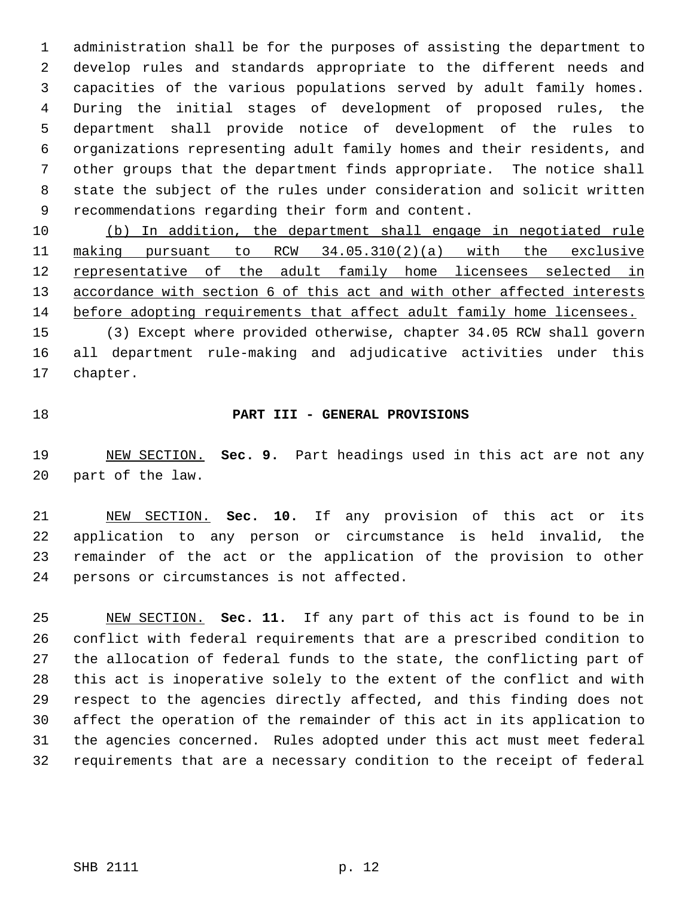administration shall be for the purposes of assisting the department to develop rules and standards appropriate to the different needs and capacities of the various populations served by adult family homes. During the initial stages of development of proposed rules, the department shall provide notice of development of the rules to organizations representing adult family homes and their residents, and other groups that the department finds appropriate. The notice shall state the subject of the rules under consideration and solicit written recommendations regarding their form and content.

(b) In addition, the department shall engage in negotiated rule making pursuant to RCW 34.05.310(2)(a) with the exclusive representative of the adult family home licensees selected in accordance with section 6 of this act and with other affected interests before adopting requirements that affect adult family home licensees.

(3) Except where provided otherwise, chapter 34.05 RCW shall govern all department rule-making and adjudicative activities under this chapter.

## PART III - GENERAL PROVISIONS

NEW SECTION. **Sec. 9.** Part headings used in this act are not any part of the law.

NEW SECTION. **Sec. 10.** If any provision of this act or its application to any person or circumstance is held invalid, the remainder of the act or the application of the provision to other persons or circumstances is not affected.

NEW SECTION. **Sec. 11.** If any part of this act is found to be in conflict with federal requirements that are a prescribed condition to the allocation of federal funds to the state, the conflicting part of this act is inoperative solely to the extent of the conflict and with respect to the agencies directly affected, and this finding does not affect the operation of the remainder of this act in its application to the agencies concerned. Rules adopted under this act must meet federal requirements that are a necessary condition to the receipt of federal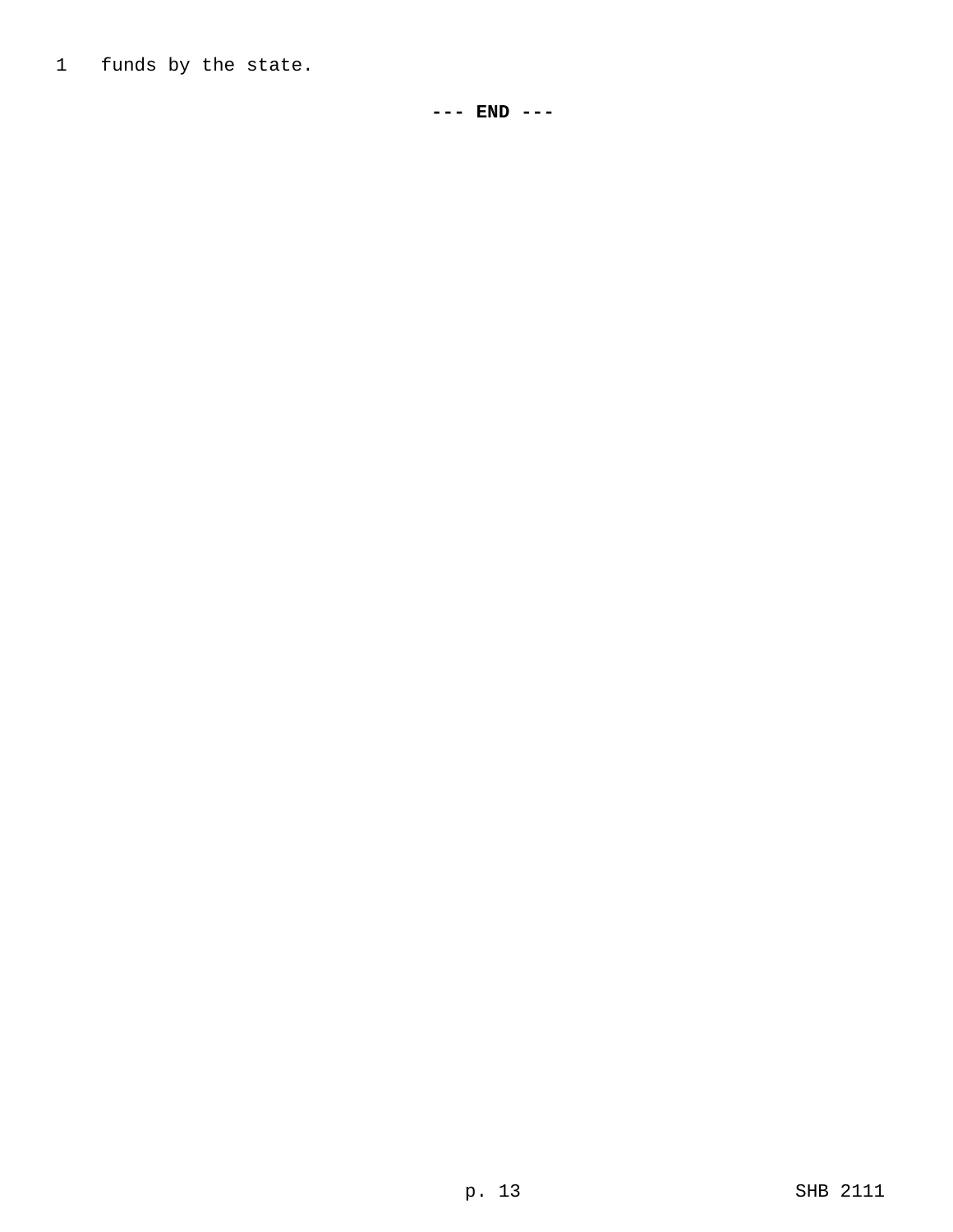funds by the state.

**--- END ---**